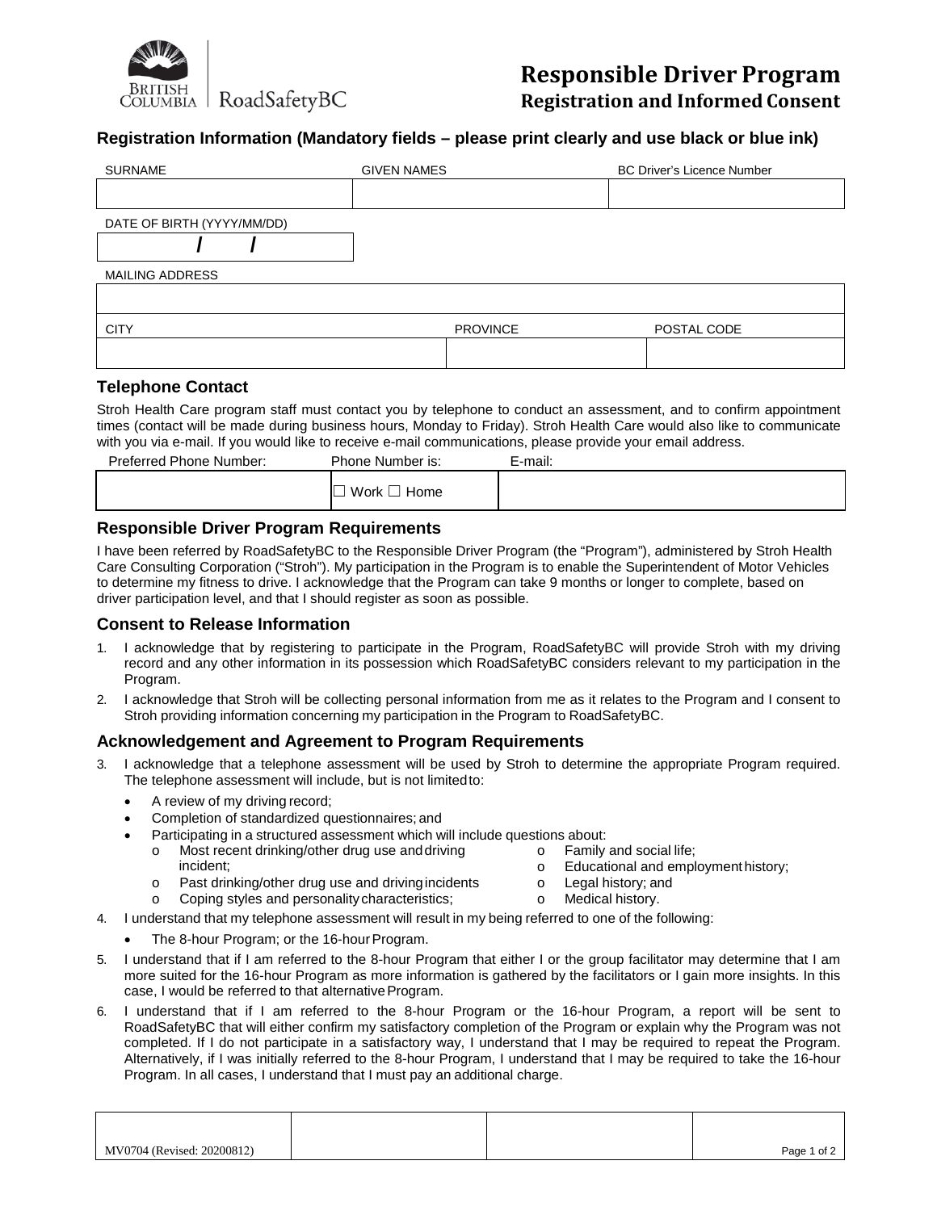BRITISH COLUMBIA | RoadSafetyBC

# Responsible Driver Program
## Registration and Informed Consent

### Registration Information (Mandatory fields – please print clearly and use black or blue ink)

| SURNAME | GIVEN NAMES | BC Driver's Licence Number |
|---|---|---|
| | | |

| DATE OF BIRTH (YYYY/MM/DD) |
|---|
| / / |

| MAILING ADDRESS |
|---|
| |

| CITY | PROVINCE | POSTAL CODE |
|---|---|---|
| | | |

### Telephone Contact

Stroh Health Care program staff must contact you by telephone to conduct an assessment, and to confirm appointment times (contact will be made during business hours, Monday to Friday). Stroh Health Care would also like to communicate with you via e-mail. If you would like to receive e-mail communications, please provide your email address.

| Preferred Phone Number: | Phone Number is: | E-mail: |
|---|---|---|
| | ☐ Work ☐ Home | |

### Responsible Driver Program Requirements

I have been referred by RoadSafetyBC to the Responsible Driver Program (the "Program"), administered by Stroh Health Care Consulting Corporation ("Stroh"). My participation in the Program is to enable the Superintendent of Motor Vehicles to determine my fitness to drive. I acknowledge that the Program can take 9 months or longer to complete, based on driver participation level, and that I should register as soon as possible.

### Consent to Release Information

1. I acknowledge that by registering to participate in the Program, RoadSafetyBC will provide Stroh with my driving record and any other information in its possession which RoadSafetyBC considers relevant to my participation in the Program.
2. I acknowledge that Stroh will be collecting personal information from me as it relates to the Program and I consent to Stroh providing information concerning my participation in the Program to RoadSafetyBC.

### Acknowledgement and Agreement to Program Requirements

3. I acknowledge that a telephone assessment will be used by Stroh to determine the appropriate Program required. The telephone assessment will include, but is not limited to:
   - A review of my driving record;
   - Completion of standardized questionnaires; and
   - Participating in a structured assessment which will include questions about:
     - Most recent drinking/other drug use and driving incident;
     - Past drinking/other drug use and driving incidents
     - Coping styles and personality characteristics;
     - Family and social life;
     - Educational and employment history;
     - Legal history; and
     - Medical history.
4. I understand that my telephone assessment will result in my being referred to one of the following:
   - The 8-hour Program; or the 16-hour Program.
5. I understand that if I am referred to the 8-hour Program that either I or the group facilitator may determine that I am more suited for the 16-hour Program as more information is gathered by the facilitators or I gain more insights. In this case, I would be referred to that alternative Program.
6. I understand that if I am referred to the 8-hour Program or the 16-hour Program, a report will be sent to RoadSafetyBC that will either confirm my satisfactory completion of the Program or explain why the Program was not completed. If I do not participate in a satisfactory way, I understand that I may be required to repeat the Program. Alternatively, if I was initially referred to the 8-hour Program, I understand that I may be required to take the 16-hour Program. In all cases, I understand that I must pay an additional charge.

MV0704 (Revised: 20200812)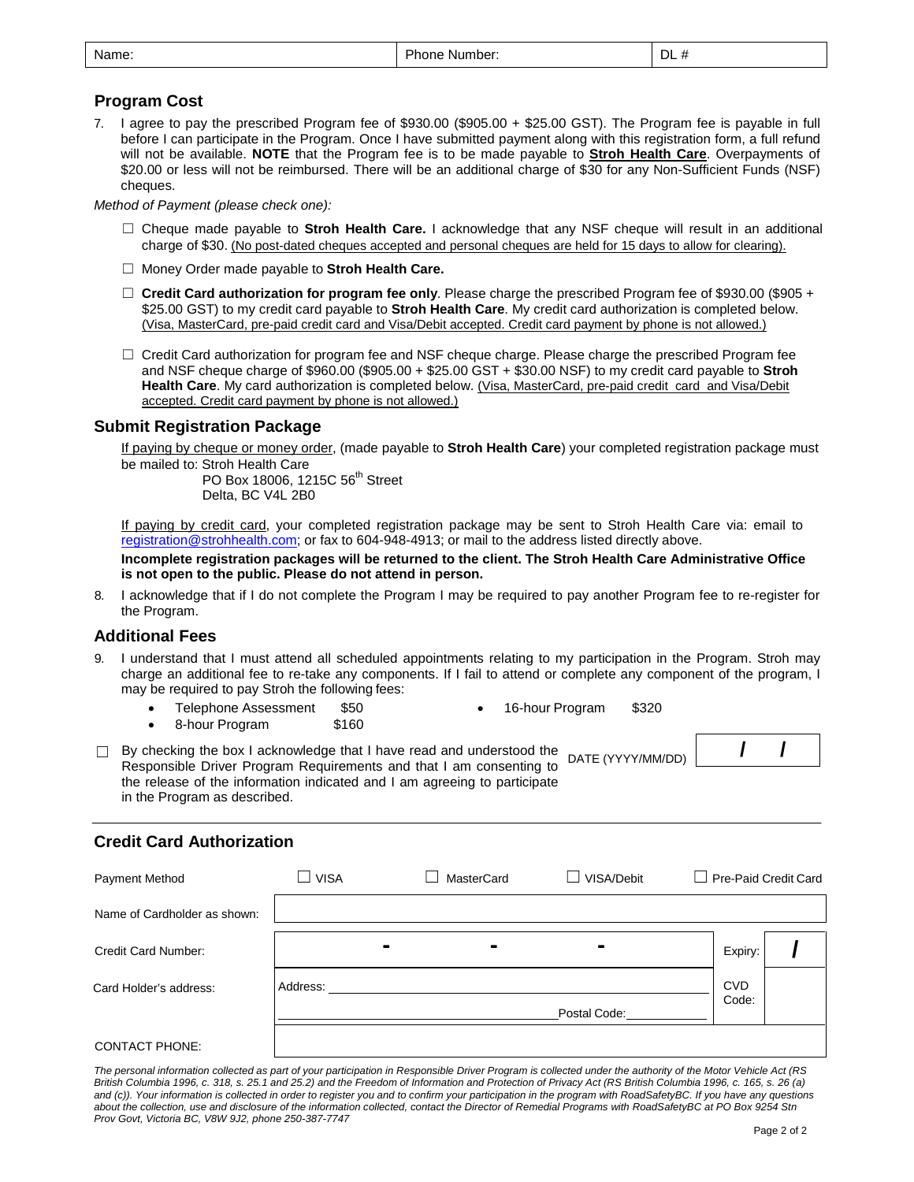| Name: | Phone Number: | DL # |
| --- | --- | --- |

## Program Cost

7. I agree to pay the prescribed Program fee of $930.00 ($905.00 + $25.00 GST). The Program fee is payable in full before I can participate in the Program. Once I have submitted payment along with this registration form, a full refund will not be available. **NOTE** that the Program fee is to be made payable to **Stroh Health Care**. Overpayments of $20.00 or less will not be reimbursed. There will be an additional charge of $30 for any Non-Sufficient Funds (NSF) cheques.

*Method of Payment (please check one):*

☐ Cheque made payable to **Stroh Health Care.** I acknowledge that any NSF cheque will result in an additional charge of $30. (No post-dated cheques accepted and personal cheques are held for 15 days to allow for clearing).

☐ Money Order made payable to **Stroh Health Care.**

☐ **Credit Card authorization for program fee only**. Please charge the prescribed Program fee of $930.00 ($905 + $25.00 GST) to my credit card payable to **Stroh Health Care**. My credit card authorization is completed below. (Visa, MasterCard, pre-paid credit card and Visa/Debit accepted. Credit card payment by phone is not allowed.)

☐ Credit Card authorization for program fee and NSF cheque charge. Please charge the prescribed Program fee and NSF cheque charge of $960.00 ($905.00 + $25.00 GST + $30.00 NSF) to my credit card payable to **Stroh Health Care**. My card authorization is completed below. (Visa, MasterCard, pre-paid credit card and Visa/Debit accepted. Credit card payment by phone is not allowed.)

## Submit Registration Package

If paying by cheque or money order, (made payable to **Stroh Health Care**) your completed registration package must be mailed to: Stroh Health Care
PO Box 18006, 1215C 56th Street
Delta, BC V4L 2B0

If paying by credit card, your completed registration package may be sent to Stroh Health Care via: email to registration@strohhealth.com; or fax to 604-948-4913; or mail to the address listed directly above.

**Incomplete registration packages will be returned to the client. The Stroh Health Care Administrative Office is not open to the public. Please do not attend in person.**

8. I acknowledge that if I do not complete the Program I may be required to pay another Program fee to re-register for the Program.

## Additional Fees

9. I understand that I must attend all scheduled appointments relating to my participation in the Program. Stroh may charge an additional fee to re-take any components. If I fail to attend or complete any component of the program, I may be required to pay Stroh the following fees:
   - Telephone Assessment $50
   - 8-hour Program $160
   - 16-hour Program $320

☐ By checking the box I acknowledge that I have read and understood the Responsible Driver Program Requirements and that I am consenting to the release of the information indicated and I am agreeing to participate in the Program as described.

DATE (YYYY/MM/DD) &nbsp; / &nbsp; /

## Credit Card Authorization

| | | | | |
| --- | --- | --- | --- | --- |
| Payment Method | ☐ VISA | ☐ MasterCard | ☐ VISA/Debit | ☐ Pre-Paid Credit Card |
| Name of Cardholder as shown: | | | | |
| Credit Card Number: | - - - | | | Expiry: / |
| Card Holder's address: | Address: | | Postal Code: | CVD Code: |
| CONTACT PHONE: | | | | |

*The personal information collected as part of your participation in Responsible Driver Program is collected under the authority of the Motor Vehicle Act (RS British Columbia 1996, c. 318, s. 25.1 and 25.2) and the Freedom of Information and Protection of Privacy Act (RS British Columbia 1996, c. 165, s. 26 (a) and (c)). Your information is collected in order to register you and to confirm your participation in the program with RoadSafetyBC. If you have any questions about the collection, use and disclosure of the information collected, contact the Director of Remedial Programs with RoadSafetyBC at PO Box 9254 Stn Prov Govt, Victoria BC, V8W 9J2, phone 250-387-7747*